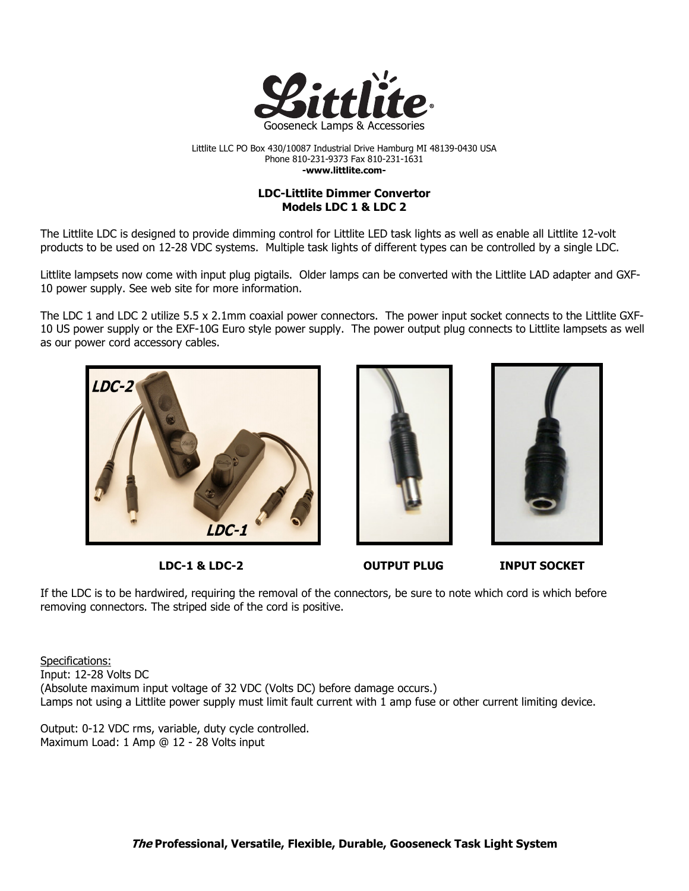Littlite®

Gooseneck Lamps & Accessories

Littlite LLC PO Box 430/10087 Industrial Drive Hamburg MI 48139-0430 USA
Phone 810-231-9373 Fax 810-231-1631
**-www.littlite.com-**

**LDC-Littlite Dimmer Convertor**
**Models LDC 1 & LDC 2**

The Littlite LDC is designed to provide dimming control for Littlite LED task lights as well as enable all Littlite 12-volt products to be used on 12-28 VDC systems. Multiple task lights of different types can be controlled by a single LDC.

Littlite lampsets now come with input plug pigtails. Older lamps can be converted with the Littlite LAD adapter and GXF-10 power supply. See web site for more information.

The LDC 1 and LDC 2 utilize 5.5 x 2.1mm coaxial power connectors. The power input socket connects to the Littlite GXF-10 US power supply or the EXF-10G Euro style power supply. The power output plug connects to Littlite lampsets as well as our power cord accessory cables.

**LDC-1 & LDC-2** **OUTPUT PLUG** **INPUT SOCKET**

If the LDC is to be hardwired, requiring the removal of the connectors, be sure to note which cord is which before removing connectors. The striped side of the cord is positive.

Specifications:
Input: 12-28 Volts DC
(Absolute maximum input voltage of 32 VDC (Volts DC) before damage occurs.)
Lamps not using a Littlite power supply must limit fault current with 1 amp fuse or other current limiting device.

Output: 0-12 VDC rms, variable, duty cycle controlled.
Maximum Load: 1 Amp @ 12 - 28 Volts input

***The* Professional, Versatile, Flexible, Durable, Gooseneck Task Light System**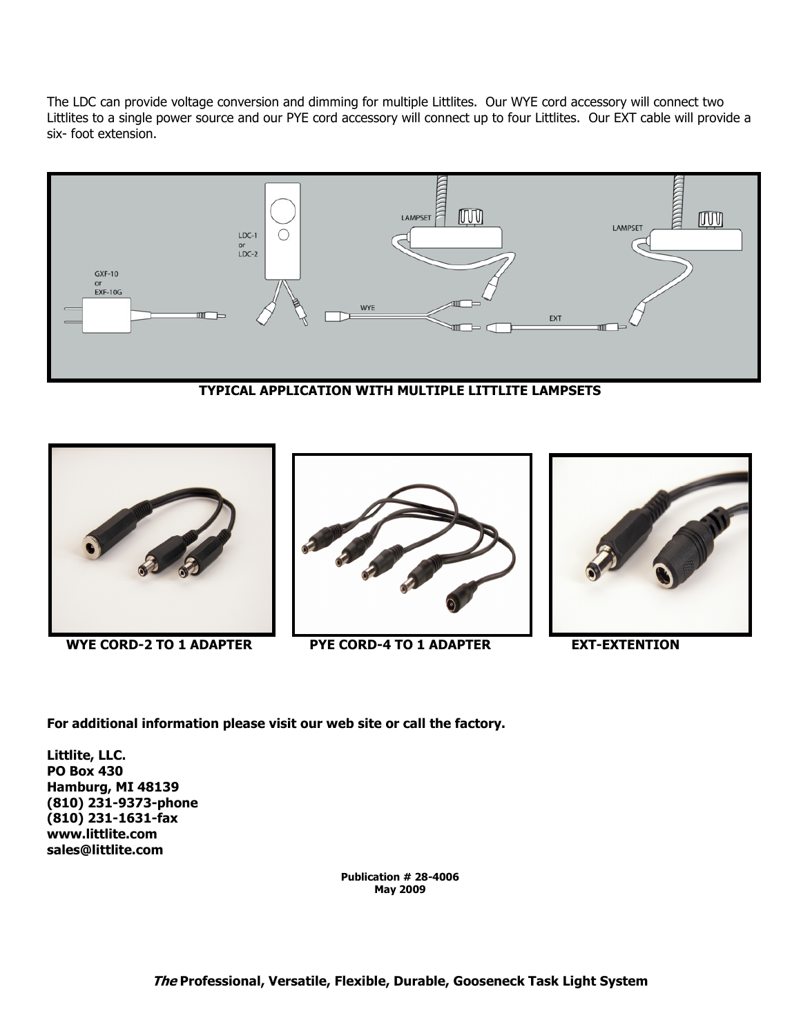The LDC can provide voltage conversion and dimming for multiple Littlites. Our WYE cord accessory will connect two Littlites to a single power source and our PYE cord accessory will connect up to four Littlites. Our EXT cable will provide a six- foot extension.

GXF-10
or
EXF-10G

LDC-1
or
LDC-2

LAMPSET

WYE

EXT

LAMPSET

**TYPICAL APPLICATION WITH MULTIPLE LITTLITE LAMPSETS**

**WYE CORD-2 TO 1 ADAPTER**

**PYE CORD-4 TO 1 ADAPTER**

**EXT-EXTENTION**

**For additional information please visit our web site or call the factory.**

**Littlite, LLC.**
**PO Box 430**
**Hamburg, MI 48139**
**(810) 231-9373-phone**
**(810) 231-1631-fax**
**www.littlite.com**
**sales@littlite.com**

**Publication # 28-4006**
**May 2009**

***The* Professional, Versatile, Flexible, Durable, Gooseneck Task Light System**